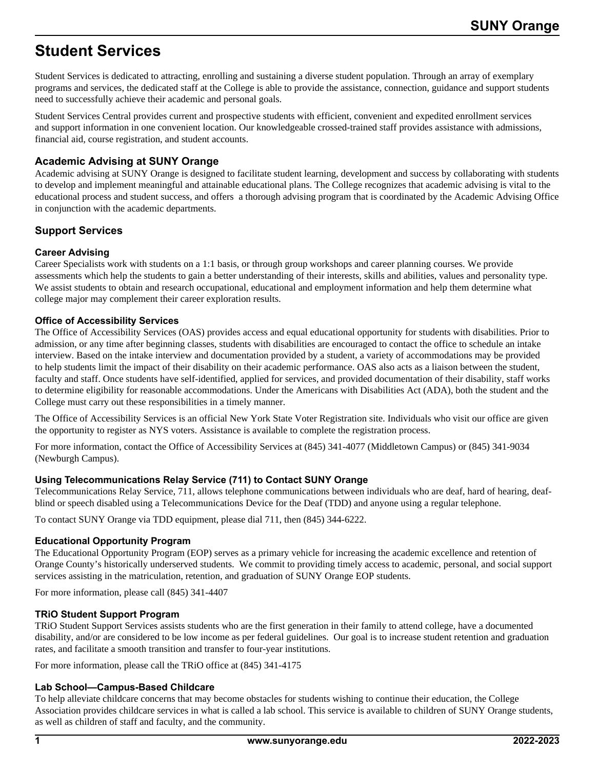# Student Services

Student Services is dedicated to attracting, enrolling and sustaining a diverse student population. Through an array of exemplary programs and services, the dedicated staff at the College is able to provide the assistance, connection, guidance and support students need to successfully achieve their academic and personal goals.

Student Services Central provides current and prospective students with efficient, convenient and expedited enrollment services and support information in one convenient location. Our knowledgeable crossed-trained staff provides assistance with admissions, financial aid, course registration, and student accounts.

## Academic Advising at SUNY Orange

Academic advising at SUNY Orange is designed to facilitate student learning, development and success by collaborating with students to develop and implement meaningful and attainable educational plans. The College recognizes that academic advising is vital to the educational process and student success, and offers a thorough advising program that is coordinated by the Academic Advising Office in conjunction with the academic departments.

## Support Services

### Career Advising

Career Specialists work with students on a 1:1 basis, or through group workshops and career planning courses. We provide assessments which help the students to gain a better understanding of their interests, skills and abilities, values and personality type. We assist students to obtain and research occupational, educational and employment information and help them determine what college major may complement their career exploration results.

### Office of Accessibility Services

The Office of Accessibility Services (OAS) provides access and equal educational opportunity for students with disabilities. Prior to admission, or any time after beginning classes, students with disabilities are encouraged to contact the office to schedule an intake interview. Based on the intake interview and documentation provided by a student, a variety of accommodations may be provided to help students limit the impact of their disability on their academic performance. OAS also acts as a liaison between the student, faculty and staff. Once students have self-identified, applied for services, and provided documentation of their disability, staff works to determine eligibility for reasonable accommodations. Under the Americans with Disabilities Act (ADA), both the student and the College must carry out these responsibilities in a timely manner.

The Office of Accessibility Services is an official New York State Voter Registration site. Individuals who visit our office are given the opportunity to register as NYS voters. Assistance is available to complete the registration process.

For more information, contact the Office of Accessibility Services at (845) 341-4077 (Middletown Campus) or (845) 341-9034 (Newburgh Campus).

### Using Telecommunications Relay Service (711) to Contact SUNY Orange

Telecommunications Relay Service, 711, allows telephone communications between individuals who are deaf, hard of hearing, deaf-blind or speech disabled using a Telecommunications Device for the Deaf (TDD) and anyone using a regular telephone.

To contact SUNY Orange via TDD equipment, please dial 711, then (845) 344-6222.

### Educational Opportunity Program

The Educational Opportunity Program (EOP) serves as a primary vehicle for increasing the academic excellence and retention of Orange County's historically underserved students. We commit to providing timely access to academic, personal, and social support services assisting in the matriculation, retention, and graduation of SUNY Orange EOP students.

For more information, please call (845) 341-4407

### TRiO Student Support Program

TRiO Student Support Services assists students who are the first generation in their family to attend college, have a documented disability, and/or are considered to be low income as per federal guidelines. Our goal is to increase student retention and graduation rates, and facilitate a smooth transition and transfer to four-year institutions.

For more information, please call the TRiO office at (845) 341-4175

### Lab School—Campus-Based Childcare

To help alleviate childcare concerns that may become obstacles for students wishing to continue their education, the College Association provides childcare services in what is called a lab school. This service is available to children of SUNY Orange students, as well as children of staff and faculty, and the community.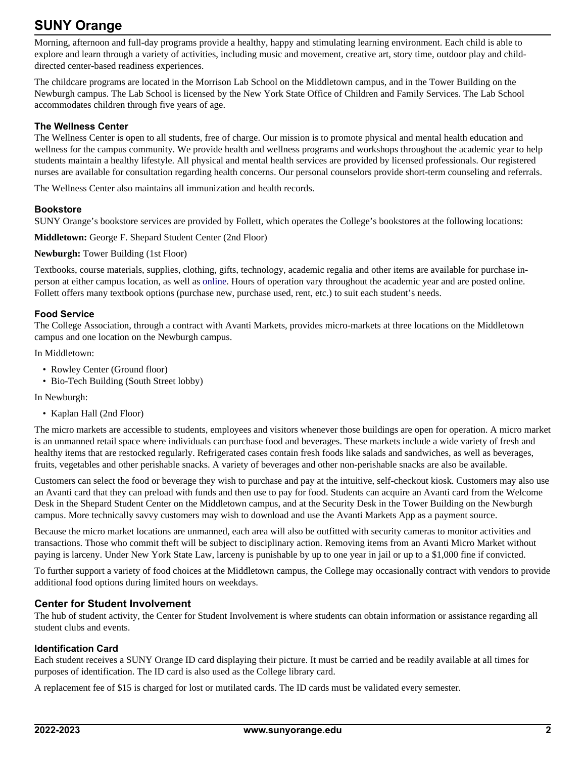Morning, afternoon and full-day programs provide a healthy, happy and stimulating learning environment. Each child is able to explore and learn through a variety of activities, including music and movement, creative art, story time, outdoor play and child-directed center-based readiness experiences.

The childcare programs are located in the Morrison Lab School on the Middletown campus, and in the Tower Building on the Newburgh campus. The Lab School is licensed by the New York State Office of Children and Family Services. The Lab School accommodates children through five years of age.

### The Wellness Center

The Wellness Center is open to all students, free of charge. Our mission is to promote physical and mental health education and wellness for the campus community. We provide health and wellness programs and workshops throughout the academic year to help students maintain a healthy lifestyle. All physical and mental health services are provided by licensed professionals. Our registered nurses are available for consultation regarding health concerns. Our personal counselors provide short-term counseling and referrals.

The Wellness Center also maintains all immunization and health records.

### Bookstore

SUNY Orange's bookstore services are provided by Follett, which operates the College's bookstores at the following locations:

**Middletown:** George F. Shepard Student Center (2nd Floor)

**Newburgh:** Tower Building (1st Floor)

Textbooks, course materials, supplies, clothing, gifts, technology, academic regalia and other items are available for purchase in-person at either campus location, as well as online. Hours of operation vary throughout the academic year and are posted online. Follett offers many textbook options (purchase new, purchase used, rent, etc.) to suit each student's needs.

### Food Service

The College Association, through a contract with Avanti Markets, provides micro-markets at three locations on the Middletown campus and one location on the Newburgh campus.

In Middletown:

- Rowley Center (Ground floor)
- Bio-Tech Building (South Street lobby)

In Newburgh:

- Kaplan Hall (2nd Floor)

The micro markets are accessible to students, employees and visitors whenever those buildings are open for operation. A micro market is an unmanned retail space where individuals can purchase food and beverages. These markets include a wide variety of fresh and healthy items that are restocked regularly. Refrigerated cases contain fresh foods like salads and sandwiches, as well as beverages, fruits, vegetables and other perishable snacks. A variety of beverages and other non-perishable snacks are also be available.

Customers can select the food or beverage they wish to purchase and pay at the intuitive, self-checkout kiosk. Customers may also use an Avanti card that they can preload with funds and then use to pay for food. Students can acquire an Avanti card from the Welcome Desk in the Shepard Student Center on the Middletown campus, and at the Security Desk in the Tower Building on the Newburgh campus. More technically savvy customers may wish to download and use the Avanti Markets App as a payment source.

Because the micro market locations are unmanned, each area will also be outfitted with security cameras to monitor activities and transactions. Those who commit theft will be subject to disciplinary action. Removing items from an Avanti Micro Market without paying is larceny. Under New York State Law, larceny is punishable by up to one year in jail or up to a $1,000 fine if convicted.

To further support a variety of food choices at the Middletown campus, the College may occasionally contract with vendors to provide additional food options during limited hours on weekdays.

## Center for Student Involvement

The hub of student activity, the Center for Student Involvement is where students can obtain information or assistance regarding all student clubs and events.

### Identification Card

Each student receives a SUNY Orange ID card displaying their picture. It must be carried and be readily available at all times for purposes of identification. The ID card is also used as the College library card.

A replacement fee of $15 is charged for lost or mutilated cards. The ID cards must be validated every semester.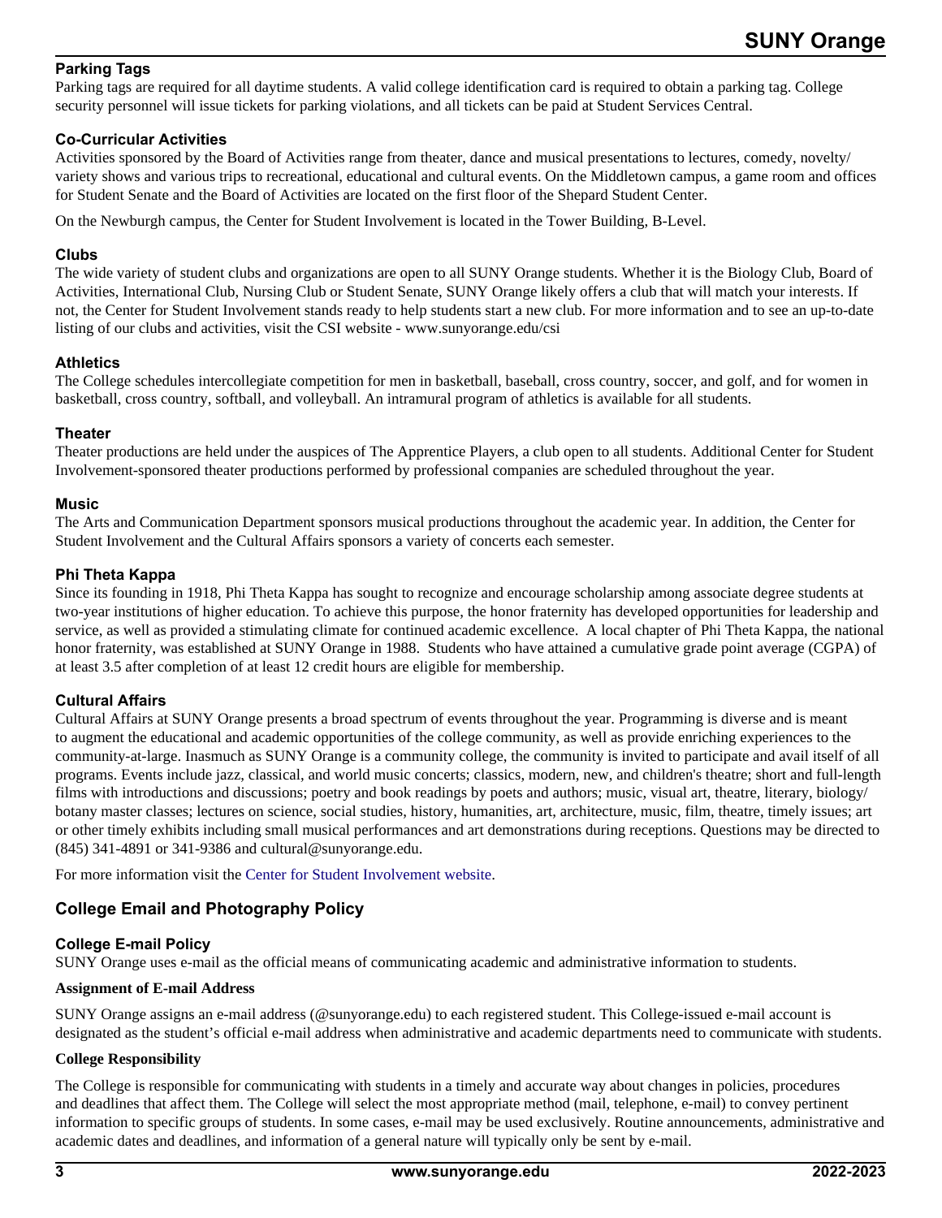### Parking Tags

Parking tags are required for all daytime students. A valid college identification card is required to obtain a parking tag. College security personnel will issue tickets for parking violations, and all tickets can be paid at Student Services Central.

### Co-Curricular Activities

Activities sponsored by the Board of Activities range from theater, dance and musical presentations to lectures, comedy, novelty/variety shows and various trips to recreational, educational and cultural events. On the Middletown campus, a game room and offices for Student Senate and the Board of Activities are located on the first floor of the Shepard Student Center.

On the Newburgh campus, the Center for Student Involvement is located in the Tower Building, B-Level.

### Clubs

The wide variety of student clubs and organizations are open to all SUNY Orange students. Whether it is the Biology Club, Board of Activities, International Club, Nursing Club or Student Senate, SUNY Orange likely offers a club that will match your interests. If not, the Center for Student Involvement stands ready to help students start a new club. For more information and to see an up-to-date listing of our clubs and activities, visit the CSI website - www.sunyorange.edu/csi

### Athletics

The College schedules intercollegiate competition for men in basketball, baseball, cross country, soccer, and golf, and for women in basketball, cross country, softball, and volleyball. An intramural program of athletics is available for all students.

### Theater

Theater productions are held under the auspices of The Apprentice Players, a club open to all students. Additional Center for Student Involvement-sponsored theater productions performed by professional companies are scheduled throughout the year.

### Music

The Arts and Communication Department sponsors musical productions throughout the academic year. In addition, the Center for Student Involvement and the Cultural Affairs sponsors a variety of concerts each semester.

### Phi Theta Kappa

Since its founding in 1918, Phi Theta Kappa has sought to recognize and encourage scholarship among associate degree students at two-year institutions of higher education. To achieve this purpose, the honor fraternity has developed opportunities for leadership and service, as well as provided a stimulating climate for continued academic excellence. A local chapter of Phi Theta Kappa, the national honor fraternity, was established at SUNY Orange in 1988. Students who have attained a cumulative grade point average (CGPA) of at least 3.5 after completion of at least 12 credit hours are eligible for membership.

### Cultural Affairs

Cultural Affairs at SUNY Orange presents a broad spectrum of events throughout the year. Programming is diverse and is meant to augment the educational and academic opportunities of the college community, as well as provide enriching experiences to the community-at-large. Inasmuch as SUNY Orange is a community college, the community is invited to participate and avail itself of all programs. Events include jazz, classical, and world music concerts; classics, modern, new, and children's theatre; short and full-length films with introductions and discussions; poetry and book readings by poets and authors; music, visual art, theatre, literary, biology/botany master classes; lectures on science, social studies, history, humanities, art, architecture, music, film, theatre, timely issues; art or other timely exhibits including small musical performances and art demonstrations during receptions. Questions may be directed to (845) 341-4891 or 341-9386 and cultural@sunyorange.edu.

For more information visit the Center for Student Involvement website.

## College Email and Photography Policy

### College E-mail Policy

SUNY Orange uses e-mail as the official means of communicating academic and administrative information to students.

**Assignment of E-mail Address**

SUNY Orange assigns an e-mail address (@sunyorange.edu) to each registered student. This College-issued e-mail account is designated as the student's official e-mail address when administrative and academic departments need to communicate with students.

**College Responsibility**

The College is responsible for communicating with students in a timely and accurate way about changes in policies, procedures and deadlines that affect them. The College will select the most appropriate method (mail, telephone, e-mail) to convey pertinent information to specific groups of students. In some cases, e-mail may be used exclusively. Routine announcements, administrative and academic dates and deadlines, and information of a general nature will typically only be sent by e-mail.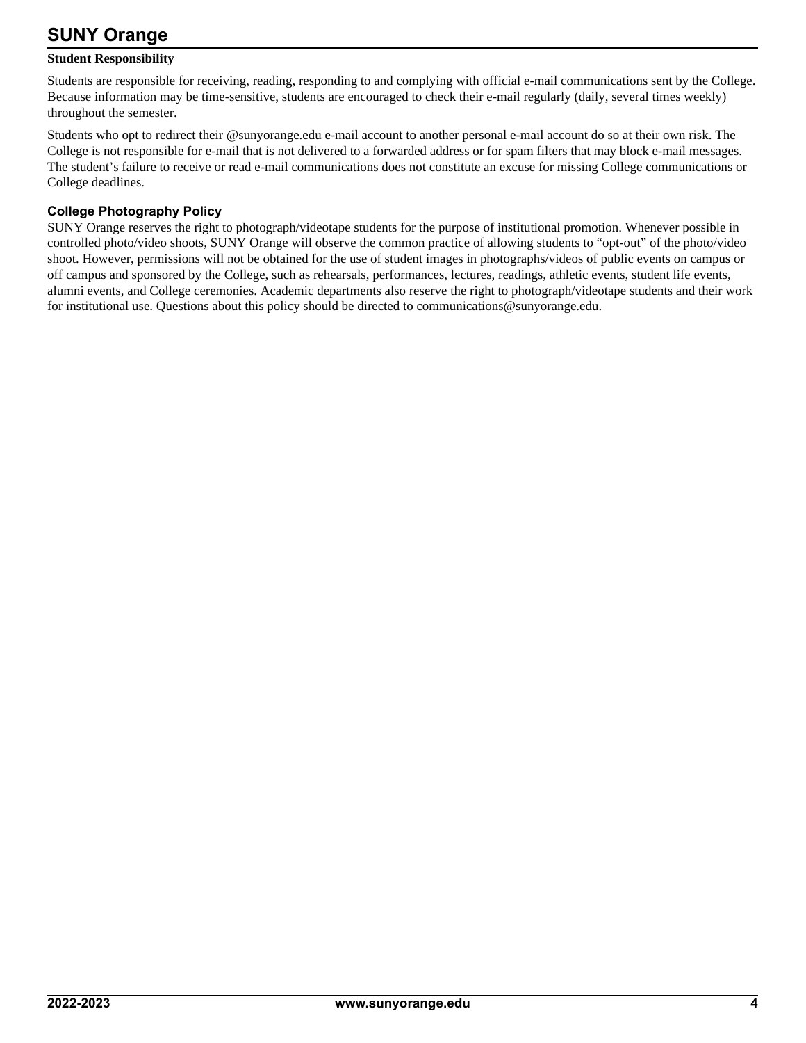**Student Responsibility**

Students are responsible for receiving, reading, responding to and complying with official e-mail communications sent by the College. Because information may be time-sensitive, students are encouraged to check their e-mail regularly (daily, several times weekly) throughout the semester.

Students who opt to redirect their @sunyorange.edu e-mail account to another personal e-mail account do so at their own risk. The College is not responsible for e-mail that is not delivered to a forwarded address or for spam filters that may block e-mail messages. The student's failure to receive or read e-mail communications does not constitute an excuse for missing College communications or College deadlines.

### College Photography Policy

SUNY Orange reserves the right to photograph/videotape students for the purpose of institutional promotion. Whenever possible in controlled photo/video shoots, SUNY Orange will observe the common practice of allowing students to "opt-out" of the photo/video shoot. However, permissions will not be obtained for the use of student images in photographs/videos of public events on campus or off campus and sponsored by the College, such as rehearsals, performances, lectures, readings, athletic events, student life events, alumni events, and College ceremonies. Academic departments also reserve the right to photograph/videotape students and their work for institutional use. Questions about this policy should be directed to communications@sunyorange.edu.